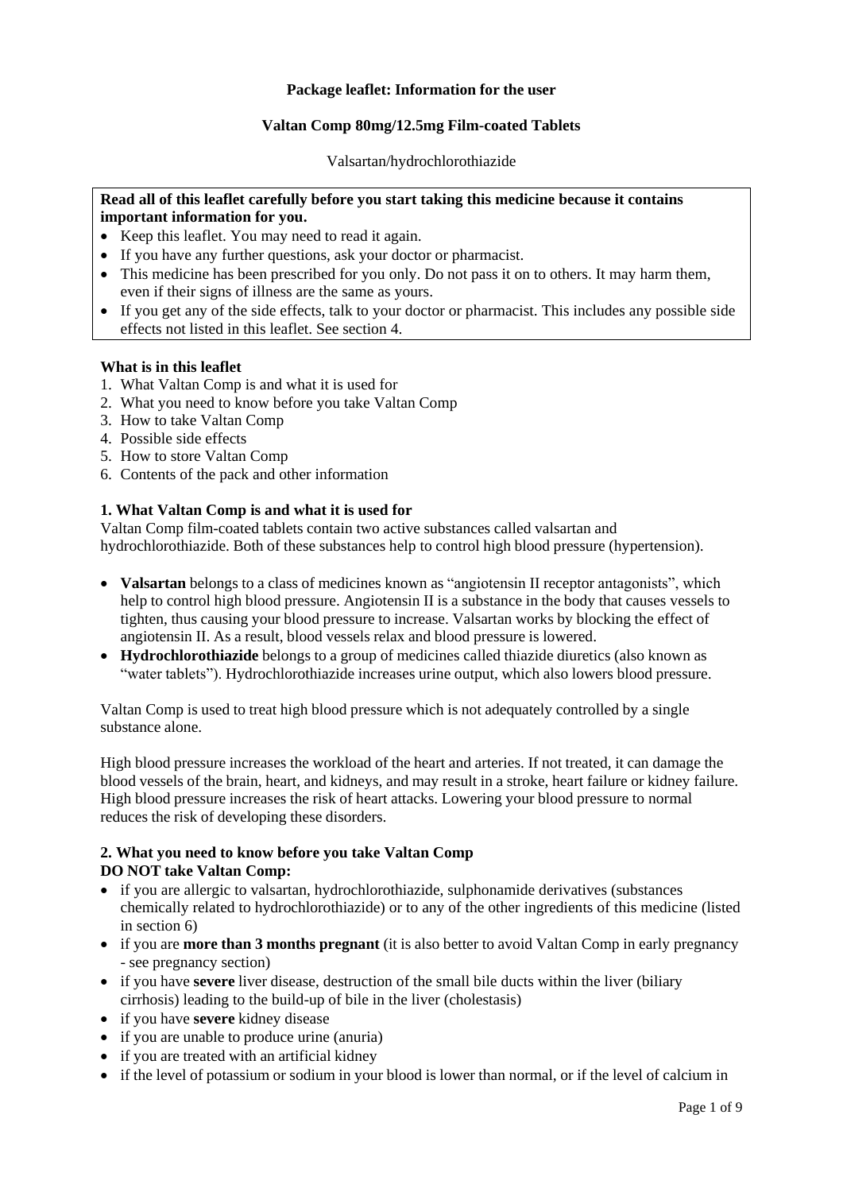**Package leaflet: Information for the user**

**Valtan Comp 80mg/12.5mg Film-coated Tablets**

Valsartan/hydrochlorothiazide

**Read all of this leaflet carefully before you start taking this medicine because it contains important information for you.**

- Keep this leaflet. You may need to read it again.
- If you have any further questions, ask your doctor or pharmacist.
- This medicine has been prescribed for you only. Do not pass it on to others. It may harm them, even if their signs of illness are the same as yours.
- If you get any of the side effects, talk to your doctor or pharmacist. This includes any possible side effects not listed in this leaflet. See section 4.

**What is in this leaflet**

1. What Valtan Comp is and what it is used for
2. What you need to know before you take Valtan Comp
3. How to take Valtan Comp
4. Possible side effects
5. How to store Valtan Comp
6. Contents of the pack and other information

## 1. What Valtan Comp is and what it is used for

Valtan Comp film-coated tablets contain two active substances called valsartan and hydrochlorothiazide. Both of these substances help to control high blood pressure (hypertension).

- **Valsartan** belongs to a class of medicines known as "angiotensin II receptor antagonists", which help to control high blood pressure. Angiotensin II is a substance in the body that causes vessels to tighten, thus causing your blood pressure to increase. Valsartan works by blocking the effect of angiotensin II. As a result, blood vessels relax and blood pressure is lowered.
- **Hydrochlorothiazide** belongs to a group of medicines called thiazide diuretics (also known as "water tablets"). Hydrochlorothiazide increases urine output, which also lowers blood pressure.

Valtan Comp is used to treat high blood pressure which is not adequately controlled by a single substance alone.

High blood pressure increases the workload of the heart and arteries. If not treated, it can damage the blood vessels of the brain, heart, and kidneys, and may result in a stroke, heart failure or kidney failure. High blood pressure increases the risk of heart attacks. Lowering your blood pressure to normal reduces the risk of developing these disorders.

## 2. What you need to know before you take Valtan Comp

**DO NOT take Valtan Comp:**

- if you are allergic to valsartan, hydrochlorothiazide, sulphonamide derivatives (substances chemically related to hydrochlorothiazide) or to any of the other ingredients of this medicine (listed in section 6)
- if you are **more than 3 months pregnant** (it is also better to avoid Valtan Comp in early pregnancy - see pregnancy section)
- if you have **severe** liver disease, destruction of the small bile ducts within the liver (biliary cirrhosis) leading to the build-up of bile in the liver (cholestasis)
- if you have **severe** kidney disease
- if you are unable to produce urine (anuria)
- if you are treated with an artificial kidney
- if the level of potassium or sodium in your blood is lower than normal, or if the level of calcium in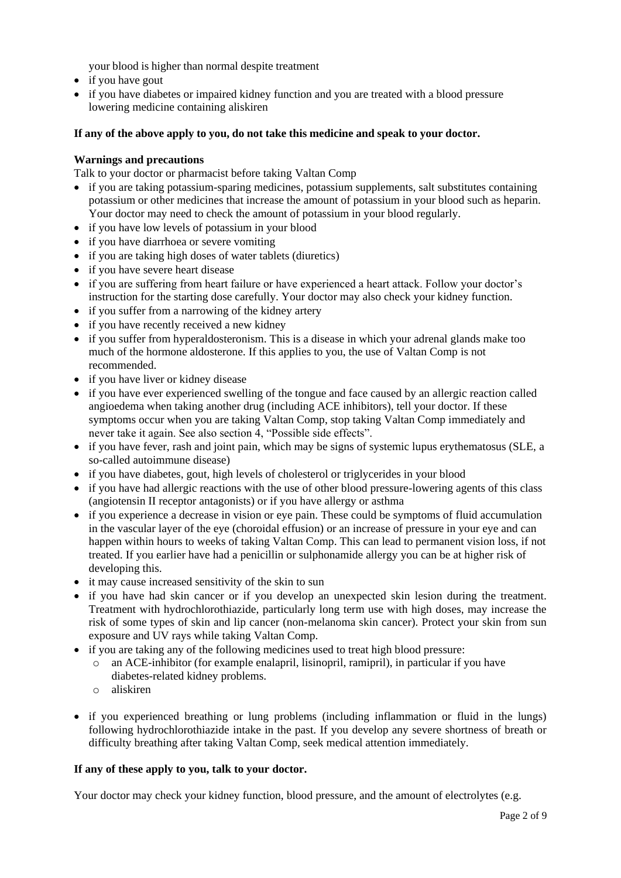your blood is higher than normal despite treatment

- if you have gout
- if you have diabetes or impaired kidney function and you are treated with a blood pressure lowering medicine containing aliskiren

**If any of the above apply to you, do not take this medicine and speak to your doctor.**

**Warnings and precautions**

Talk to your doctor or pharmacist before taking Valtan Comp

- if you are taking potassium-sparing medicines, potassium supplements, salt substitutes containing potassium or other medicines that increase the amount of potassium in your blood such as heparin. Your doctor may need to check the amount of potassium in your blood regularly.
- if you have low levels of potassium in your blood
- if you have diarrhoea or severe vomiting
- if you are taking high doses of water tablets (diuretics)
- if you have severe heart disease
- if you are suffering from heart failure or have experienced a heart attack. Follow your doctor's instruction for the starting dose carefully. Your doctor may also check your kidney function.
- if you suffer from a narrowing of the kidney artery
- if you have recently received a new kidney
- if you suffer from hyperaldosteronism. This is a disease in which your adrenal glands make too much of the hormone aldosterone. If this applies to you, the use of Valtan Comp is not recommended.
- if you have liver or kidney disease
- if you have ever experienced swelling of the tongue and face caused by an allergic reaction called angioedema when taking another drug (including ACE inhibitors), tell your doctor. If these symptoms occur when you are taking Valtan Comp, stop taking Valtan Comp immediately and never take it again. See also section 4, "Possible side effects".
- if you have fever, rash and joint pain, which may be signs of systemic lupus erythematosus (SLE, a so-called autoimmune disease)
- if you have diabetes, gout, high levels of cholesterol or triglycerides in your blood
- if you have had allergic reactions with the use of other blood pressure-lowering agents of this class (angiotensin II receptor antagonists) or if you have allergy or asthma
- if you experience a decrease in vision or eye pain. These could be symptoms of fluid accumulation in the vascular layer of the eye (choroidal effusion) or an increase of pressure in your eye and can happen within hours to weeks of taking Valtan Comp. This can lead to permanent vision loss, if not treated. If you earlier have had a penicillin or sulphonamide allergy you can be at higher risk of developing this.
- it may cause increased sensitivity of the skin to sun
- if you have had skin cancer or if you develop an unexpected skin lesion during the treatment. Treatment with hydrochlorothiazide, particularly long term use with high doses, may increase the risk of some types of skin and lip cancer (non-melanoma skin cancer). Protect your skin from sun exposure and UV rays while taking Valtan Comp.
- if you are taking any of the following medicines used to treat high blood pressure:
  - an ACE-inhibitor (for example enalapril, lisinopril, ramipril), in particular if you have diabetes-related kidney problems.
  - aliskiren
- if you experienced breathing or lung problems (including inflammation or fluid in the lungs) following hydrochlorothiazide intake in the past. If you develop any severe shortness of breath or difficulty breathing after taking Valtan Comp, seek medical attention immediately.

**If any of these apply to you, talk to your doctor.**

Your doctor may check your kidney function, blood pressure, and the amount of electrolytes (e.g.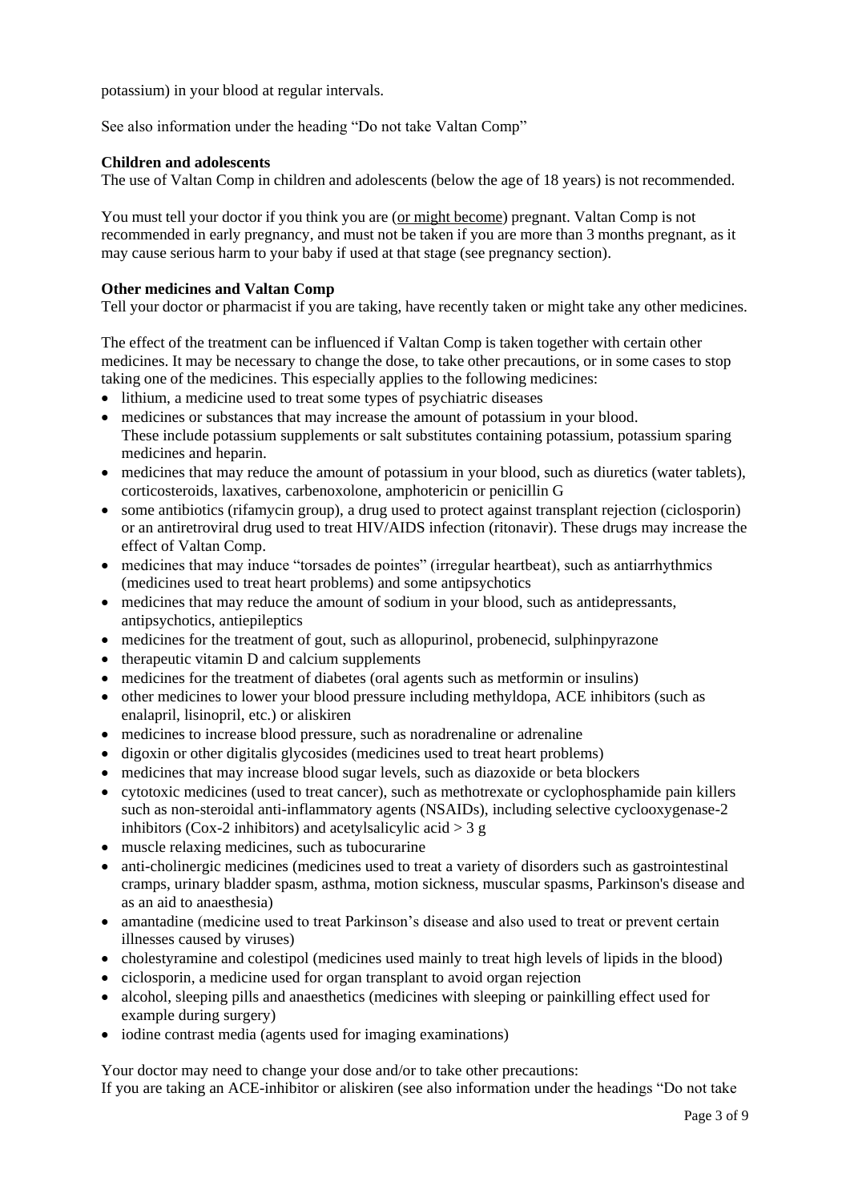potassium) in your blood at regular intervals.

See also information under the heading "Do not take Valtan Comp"

**Children and adolescents**
The use of Valtan Comp in children and adolescents (below the age of 18 years) is not recommended.

You must tell your doctor if you think you are (<u>or might become</u>) pregnant. Valtan Comp is not recommended in early pregnancy, and must not be taken if you are more than 3 months pregnant, as it may cause serious harm to your baby if used at that stage (see pregnancy section).

**Other medicines and Valtan Comp**
Tell your doctor or pharmacist if you are taking, have recently taken or might take any other medicines.

The effect of the treatment can be influenced if Valtan Comp is taken together with certain other medicines. It may be necessary to change the dose, to take other precautions, or in some cases to stop taking one of the medicines. This especially applies to the following medicines:

- lithium, a medicine used to treat some types of psychiatric diseases
- medicines or substances that may increase the amount of potassium in your blood. These include potassium supplements or salt substitutes containing potassium, potassium sparing medicines and heparin.
- medicines that may reduce the amount of potassium in your blood, such as diuretics (water tablets), corticosteroids, laxatives, carbenoxolone, amphotericin or penicillin G
- some antibiotics (rifamycin group), a drug used to protect against transplant rejection (ciclosporin) or an antiretroviral drug used to treat HIV/AIDS infection (ritonavir). These drugs may increase the effect of Valtan Comp.
- medicines that may induce "torsades de pointes" (irregular heartbeat), such as antiarrhythmics (medicines used to treat heart problems) and some antipsychotics
- medicines that may reduce the amount of sodium in your blood, such as antidepressants, antipsychotics, antiepileptics
- medicines for the treatment of gout, such as allopurinol, probenecid, sulphinpyrazone
- therapeutic vitamin D and calcium supplements
- medicines for the treatment of diabetes (oral agents such as metformin or insulins)
- other medicines to lower your blood pressure including methyldopa, ACE inhibitors (such as enalapril, lisinopril, etc.) or aliskiren
- medicines to increase blood pressure, such as noradrenaline or adrenaline
- digoxin or other digitalis glycosides (medicines used to treat heart problems)
- medicines that may increase blood sugar levels, such as diazoxide or beta blockers
- cytotoxic medicines (used to treat cancer), such as methotrexate or cyclophosphamide pain killers such as non-steroidal anti-inflammatory agents (NSAIDs), including selective cyclooxygenase-2 inhibitors (Cox-2 inhibitors) and acetylsalicylic acid > 3 g
- muscle relaxing medicines, such as tubocurarine
- anti-cholinergic medicines (medicines used to treat a variety of disorders such as gastrointestinal cramps, urinary bladder spasm, asthma, motion sickness, muscular spasms, Parkinson's disease and as an aid to anaesthesia)
- amantadine (medicine used to treat Parkinson's disease and also used to treat or prevent certain illnesses caused by viruses)
- cholestyramine and colestipol (medicines used mainly to treat high levels of lipids in the blood)
- ciclosporin, a medicine used for organ transplant to avoid organ rejection
- alcohol, sleeping pills and anaesthetics (medicines with sleeping or painkilling effect used for example during surgery)
- iodine contrast media (agents used for imaging examinations)

Your doctor may need to change your dose and/or to take other precautions:
If you are taking an ACE-inhibitor or aliskiren (see also information under the headings "Do not take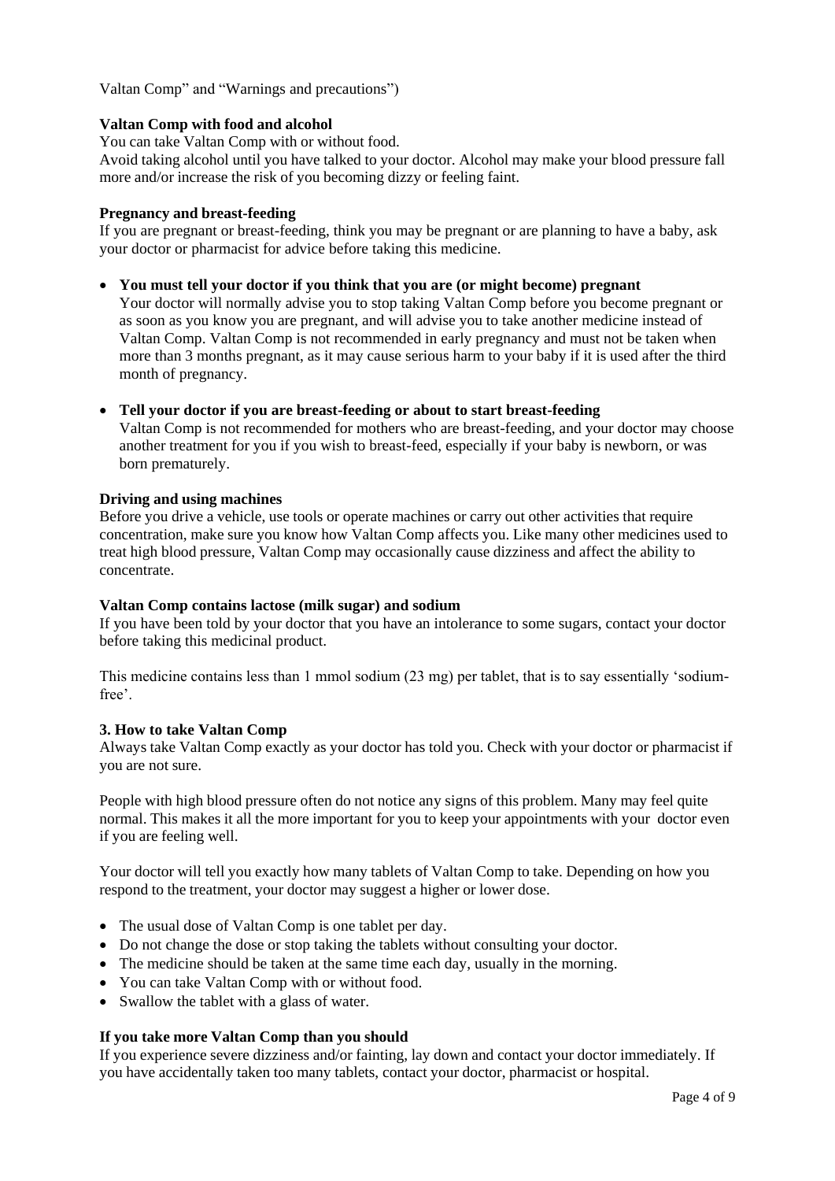Valtan Comp" and "Warnings and precautions")

**Valtan Comp with food and alcohol**

You can take Valtan Comp with or without food.

Avoid taking alcohol until you have talked to your doctor. Alcohol may make your blood pressure fall more and/or increase the risk of you becoming dizzy or feeling faint.

**Pregnancy and breast-feeding**

If you are pregnant or breast-feeding, think you may be pregnant or are planning to have a baby, ask your doctor or pharmacist for advice before taking this medicine.

- **You must tell your doctor if you think that you are (or might become) pregnant**
  Your doctor will normally advise you to stop taking Valtan Comp before you become pregnant or as soon as you know you are pregnant, and will advise you to take another medicine instead of Valtan Comp. Valtan Comp is not recommended in early pregnancy and must not be taken when more than 3 months pregnant, as it may cause serious harm to your baby if it is used after the third month of pregnancy.

- **Tell your doctor if you are breast-feeding or about to start breast-feeding**
  Valtan Comp is not recommended for mothers who are breast-feeding, and your doctor may choose another treatment for you if you wish to breast-feed, especially if your baby is newborn, or was born prematurely.

**Driving and using machines**

Before you drive a vehicle, use tools or operate machines or carry out other activities that require concentration, make sure you know how Valtan Comp affects you. Like many other medicines used to treat high blood pressure, Valtan Comp may occasionally cause dizziness and affect the ability to concentrate.

**Valtan Comp contains lactose (milk sugar) and sodium**

If you have been told by your doctor that you have an intolerance to some sugars, contact your doctor before taking this medicinal product.

This medicine contains less than 1 mmol sodium (23 mg) per tablet, that is to say essentially 'sodium-free'.

**3. How to take Valtan Comp**

Always take Valtan Comp exactly as your doctor has told you. Check with your doctor or pharmacist if you are not sure.

People with high blood pressure often do not notice any signs of this problem. Many may feel quite normal. This makes it all the more important for you to keep your appointments with your doctor even if you are feeling well.

Your doctor will tell you exactly how many tablets of Valtan Comp to take. Depending on how you respond to the treatment, your doctor may suggest a higher or lower dose.

- The usual dose of Valtan Comp is one tablet per day.
- Do not change the dose or stop taking the tablets without consulting your doctor.
- The medicine should be taken at the same time each day, usually in the morning.
- You can take Valtan Comp with or without food.
- Swallow the tablet with a glass of water.

**If you take more Valtan Comp than you should**

If you experience severe dizziness and/or fainting, lay down and contact your doctor immediately. If you have accidentally taken too many tablets, contact your doctor, pharmacist or hospital.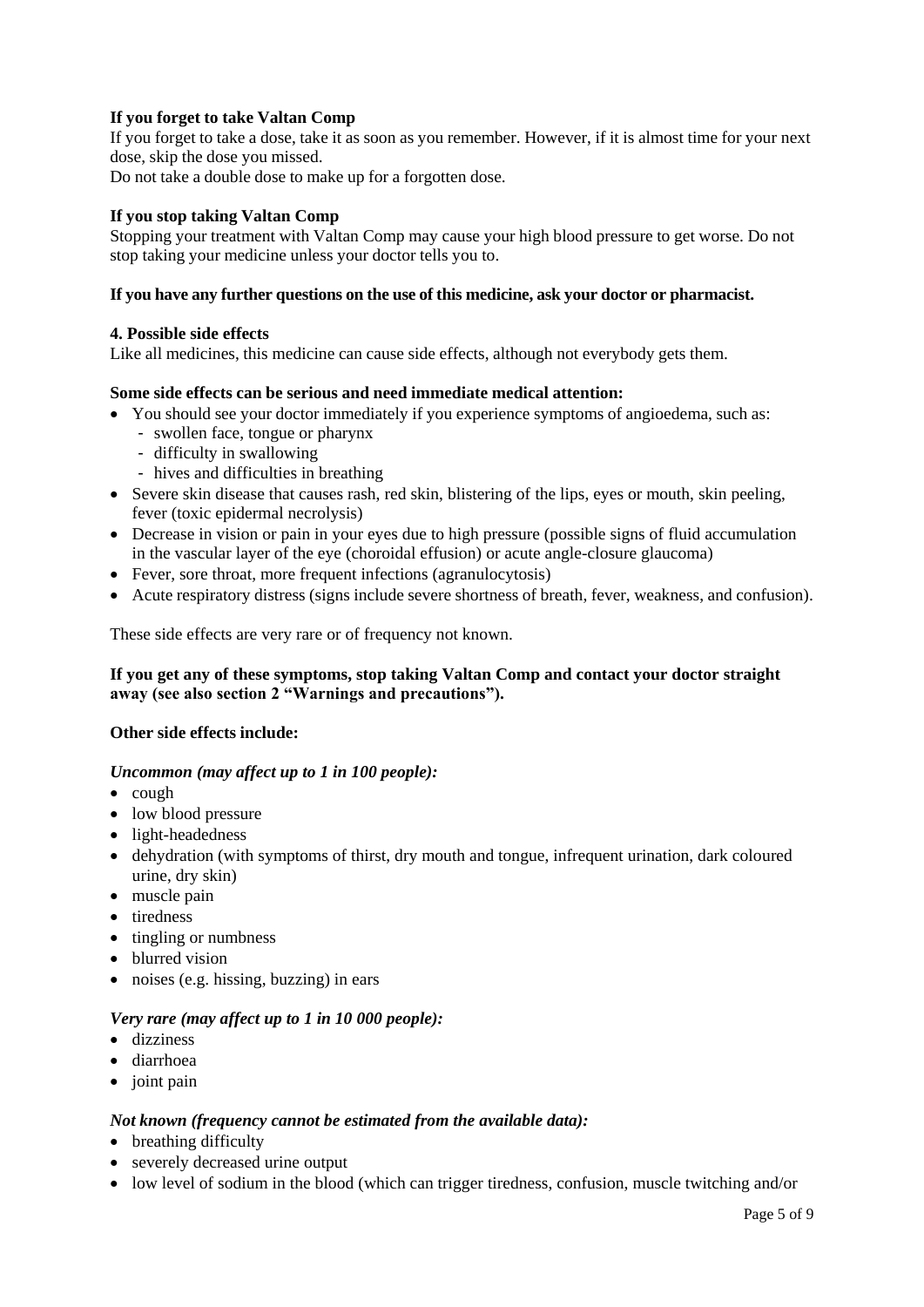**If you forget to take Valtan Comp**

If you forget to take a dose, take it as soon as you remember. However, if it is almost time for your next dose, skip the dose you missed.

Do not take a double dose to make up for a forgotten dose.

**If you stop taking Valtan Comp**

Stopping your treatment with Valtan Comp may cause your high blood pressure to get worse. Do not stop taking your medicine unless your doctor tells you to.

**If you have any further questions on the use of this medicine, ask your doctor or pharmacist.**

## 4. Possible side effects

Like all medicines, this medicine can cause side effects, although not everybody gets them.

**Some side effects can be serious and need immediate medical attention:**

- You should see your doctor immediately if you experience symptoms of angioedema, such as:
  - swollen face, tongue or pharynx
  - difficulty in swallowing
  - hives and difficulties in breathing
- Severe skin disease that causes rash, red skin, blistering of the lips, eyes or mouth, skin peeling, fever (toxic epidermal necrolysis)
- Decrease in vision or pain in your eyes due to high pressure (possible signs of fluid accumulation in the vascular layer of the eye (choroidal effusion) or acute angle-closure glaucoma)
- Fever, sore throat, more frequent infections (agranulocytosis)
- Acute respiratory distress (signs include severe shortness of breath, fever, weakness, and confusion).

These side effects are very rare or of frequency not known.

**If you get any of these symptoms, stop taking Valtan Comp and contact your doctor straight away (see also section 2 "Warnings and precautions").**

**Other side effects include:**

***Uncommon (may affect up to 1 in 100 people):***

- cough
- low blood pressure
- light-headedness
- dehydration (with symptoms of thirst, dry mouth and tongue, infrequent urination, dark coloured urine, dry skin)
- muscle pain
- tiredness
- tingling or numbness
- blurred vision
- noises (e.g. hissing, buzzing) in ears

***Very rare (may affect up to 1 in 10 000 people):***

- dizziness
- diarrhoea
- joint pain

***Not known (frequency cannot be estimated from the available data):***

- breathing difficulty
- severely decreased urine output
- low level of sodium in the blood (which can trigger tiredness, confusion, muscle twitching and/or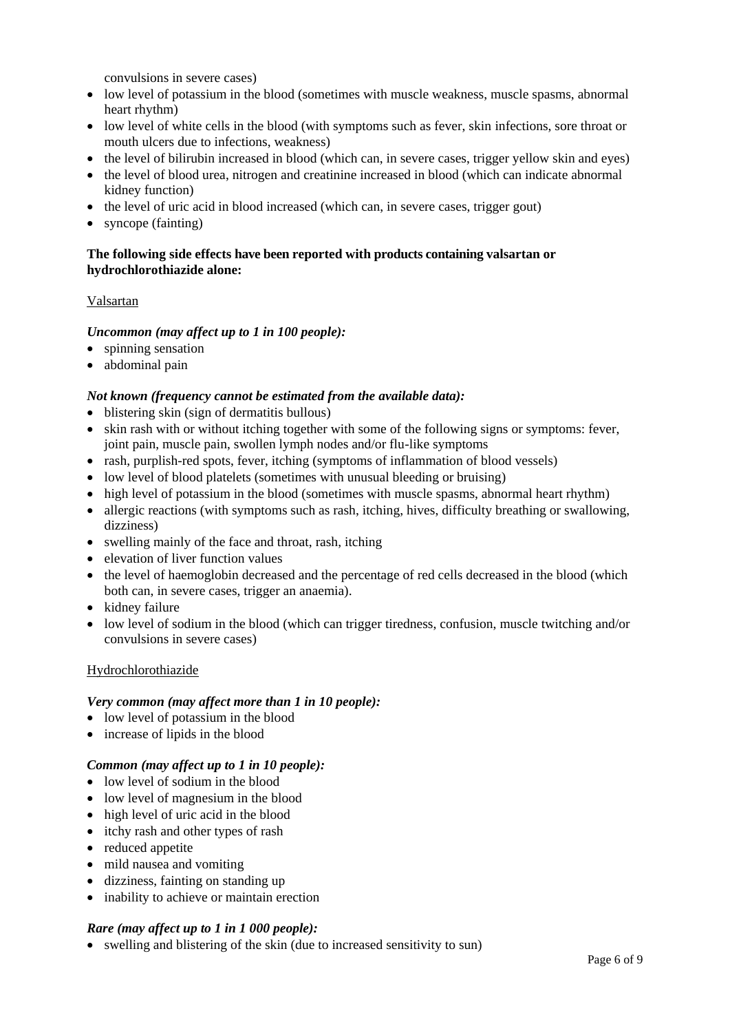convulsions in severe cases)

- low level of potassium in the blood (sometimes with muscle weakness, muscle spasms, abnormal heart rhythm)
- low level of white cells in the blood (with symptoms such as fever, skin infections, sore throat or mouth ulcers due to infections, weakness)
- the level of bilirubin increased in blood (which can, in severe cases, trigger yellow skin and eyes)
- the level of blood urea, nitrogen and creatinine increased in blood (which can indicate abnormal kidney function)
- the level of uric acid in blood increased (which can, in severe cases, trigger gout)
- syncope (fainting)

**The following side effects have been reported with products containing valsartan or hydrochlorothiazide alone:**

Valsartan

***Uncommon (may affect up to 1 in 100 people):***

- spinning sensation
- abdominal pain

***Not known (frequency cannot be estimated from the available data):***

- blistering skin (sign of dermatitis bullous)
- skin rash with or without itching together with some of the following signs or symptoms: fever, joint pain, muscle pain, swollen lymph nodes and/or flu-like symptoms
- rash, purplish-red spots, fever, itching (symptoms of inflammation of blood vessels)
- low level of blood platelets (sometimes with unusual bleeding or bruising)
- high level of potassium in the blood (sometimes with muscle spasms, abnormal heart rhythm)
- allergic reactions (with symptoms such as rash, itching, hives, difficulty breathing or swallowing, dizziness)
- swelling mainly of the face and throat, rash, itching
- elevation of liver function values
- the level of haemoglobin decreased and the percentage of red cells decreased in the blood (which both can, in severe cases, trigger an anaemia).
- kidney failure
- low level of sodium in the blood (which can trigger tiredness, confusion, muscle twitching and/or convulsions in severe cases)

Hydrochlorothiazide

***Very common (may affect more than 1 in 10 people):***

- low level of potassium in the blood
- increase of lipids in the blood

***Common (may affect up to 1 in 10 people):***

- low level of sodium in the blood
- low level of magnesium in the blood
- high level of uric acid in the blood
- itchy rash and other types of rash
- reduced appetite
- mild nausea and vomiting
- dizziness, fainting on standing up
- inability to achieve or maintain erection

***Rare (may affect up to 1 in 1 000 people):***

- swelling and blistering of the skin (due to increased sensitivity to sun)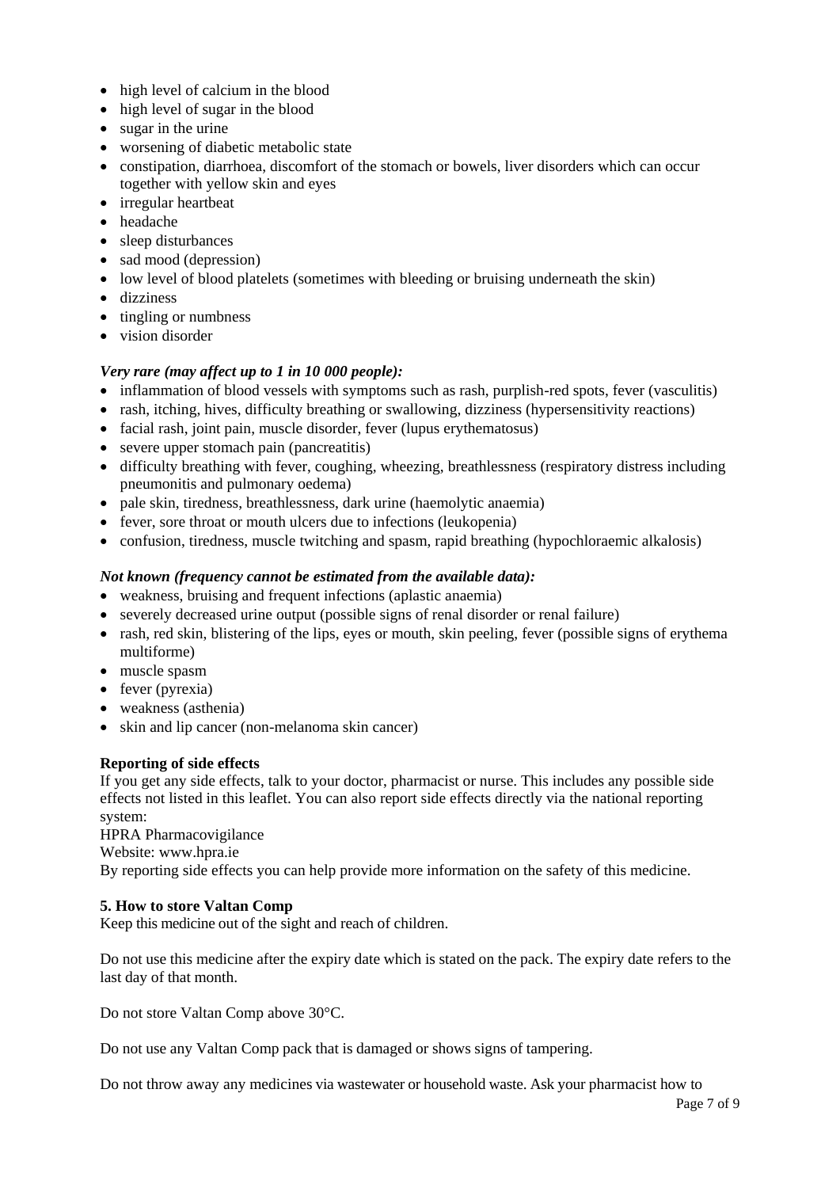- high level of calcium in the blood
- high level of sugar in the blood
- sugar in the urine
- worsening of diabetic metabolic state
- constipation, diarrhoea, discomfort of the stomach or bowels, liver disorders which can occur together with yellow skin and eyes
- irregular heartbeat
- headache
- sleep disturbances
- sad mood (depression)
- low level of blood platelets (sometimes with bleeding or bruising underneath the skin)
- dizziness
- tingling or numbness
- vision disorder

***Very rare (may affect up to 1 in 10 000 people):***

- inflammation of blood vessels with symptoms such as rash, purplish-red spots, fever (vasculitis)
- rash, itching, hives, difficulty breathing or swallowing, dizziness (hypersensitivity reactions)
- facial rash, joint pain, muscle disorder, fever (lupus erythematosus)
- severe upper stomach pain (pancreatitis)
- difficulty breathing with fever, coughing, wheezing, breathlessness (respiratory distress including pneumonitis and pulmonary oedema)
- pale skin, tiredness, breathlessness, dark urine (haemolytic anaemia)
- fever, sore throat or mouth ulcers due to infections (leukopenia)
- confusion, tiredness, muscle twitching and spasm, rapid breathing (hypochloraemic alkalosis)

***Not known (frequency cannot be estimated from the available data):***

- weakness, bruising and frequent infections (aplastic anaemia)
- severely decreased urine output (possible signs of renal disorder or renal failure)
- rash, red skin, blistering of the lips, eyes or mouth, skin peeling, fever (possible signs of erythema multiforme)
- muscle spasm
- fever (pyrexia)
- weakness (asthenia)
- skin and lip cancer (non-melanoma skin cancer)

**Reporting of side effects**

If you get any side effects, talk to your doctor, pharmacist or nurse. This includes any possible side effects not listed in this leaflet. You can also report side effects directly via the national reporting system:
HPRA Pharmacovigilance
Website: www.hpra.ie
By reporting side effects you can help provide more information on the safety of this medicine.

**5. How to store Valtan Comp**

Keep this medicine out of the sight and reach of children.

Do not use this medicine after the expiry date which is stated on the pack. The expiry date refers to the last day of that month.

Do not store Valtan Comp above 30°C.

Do not use any Valtan Comp pack that is damaged or shows signs of tampering.

Do not throw away any medicines via wastewater or household waste. Ask your pharmacist how to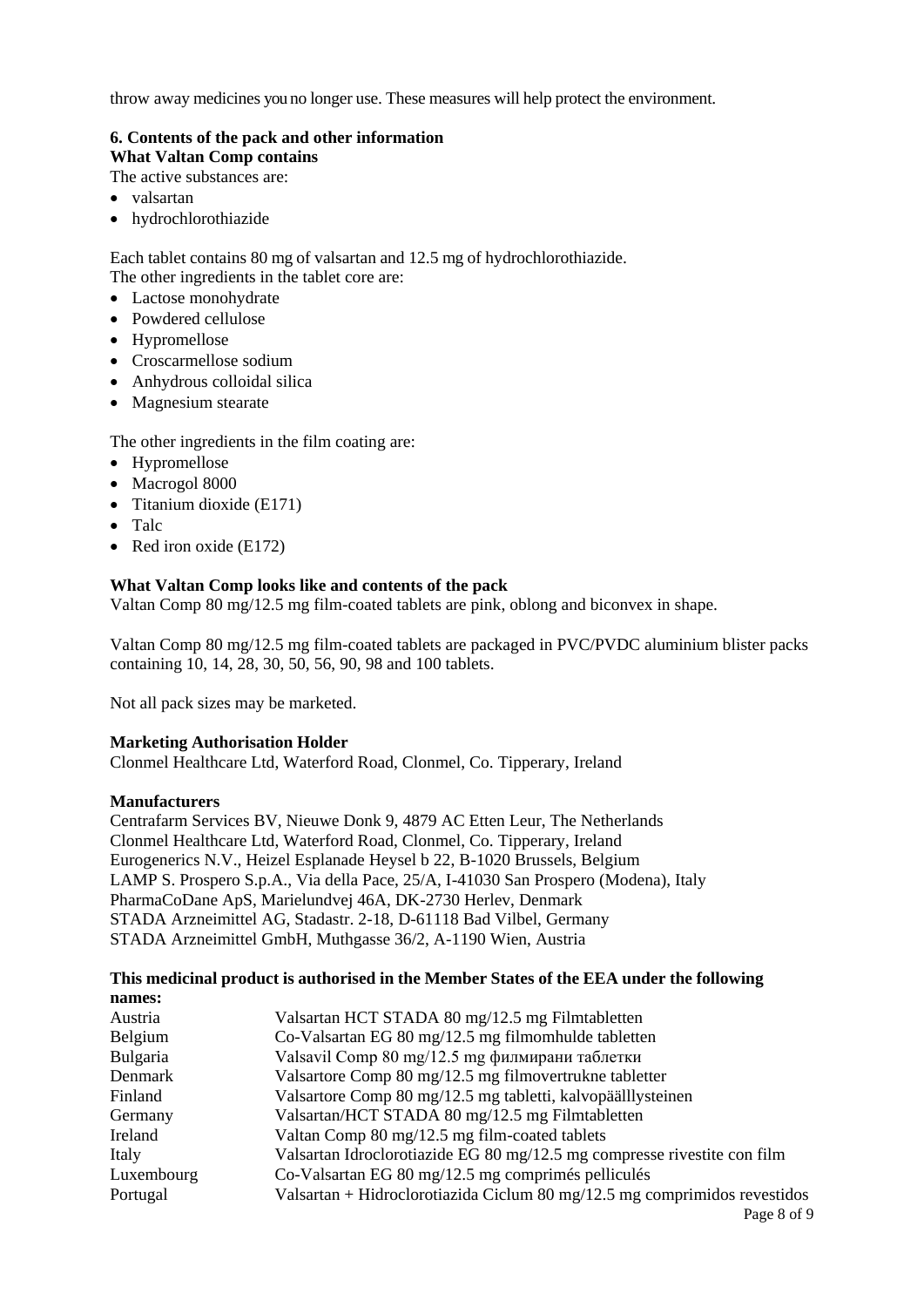throw away medicines you no longer use. These measures will help protect the environment.

## 6. Contents of the pack and other information

### What Valtan Comp contains

The active substances are:

- valsartan
- hydrochlorothiazide

Each tablet contains 80 mg of valsartan and 12.5 mg of hydrochlorothiazide.
The other ingredients in the tablet core are:

- Lactose monohydrate
- Powdered cellulose
- Hypromellose
- Croscarmellose sodium
- Anhydrous colloidal silica
- Magnesium stearate

The other ingredients in the film coating are:

- Hypromellose
- Macrogol 8000
- Titanium dioxide (E171)
- Talc
- Red iron oxide (E172)

### What Valtan Comp looks like and contents of the pack

Valtan Comp 80 mg/12.5 mg film-coated tablets are pink, oblong and biconvex in shape.

Valtan Comp 80 mg/12.5 mg film-coated tablets are packaged in PVC/PVDC aluminium blister packs containing 10, 14, 28, 30, 50, 56, 90, 98 and 100 tablets.

Not all pack sizes may be marketed.

**Marketing Authorisation Holder**
Clonmel Healthcare Ltd, Waterford Road, Clonmel, Co. Tipperary, Ireland

**Manufacturers**
Centrafarm Services BV, Nieuwe Donk 9, 4879 AC Etten Leur, The Netherlands
Clonmel Healthcare Ltd, Waterford Road, Clonmel, Co. Tipperary, Ireland
Eurogenerics N.V., Heizel Esplanade Heysel b 22, B-1020 Brussels, Belgium
LAMP S. Prospero S.p.A., Via della Pace, 25/A, I-41030 San Prospero (Modena), Italy
PharmaCoDane ApS, Marielundvej 46A, DK-2730 Herlev, Denmark
STADA Arzneimittel AG, Stadastr. 2-18, D-61118 Bad Vilbel, Germany
STADA Arzneimittel GmbH, Muthgasse 36/2, A-1190 Wien, Austria

**This medicinal product is authorised in the Member States of the EEA under the following names:**

| | |
|---|---|
| Austria | Valsartan HCT STADA 80 mg/12.5 mg Filmtabletten |
| Belgium | Co-Valsartan EG 80 mg/12.5 mg filmomhulde tabletten |
| Bulgaria | Valsavil Comp 80 mg/12.5 mg филмирани таблетки |
| Denmark | Valsartore Comp 80 mg/12.5 mg filmovertrukne tabletter |
| Finland | Valsartore Comp 80 mg/12.5 mg tabletti, kalvopäälllysteinen |
| Germany | Valsartan/HCT STADA 80 mg/12.5 mg Filmtabletten |
| Ireland | Valtan Comp 80 mg/12.5 mg film-coated tablets |
| Italy | Valsartan Idroclorotiazide EG 80 mg/12.5 mg compresse rivestite con film |
| Luxembourg | Co-Valsartan EG 80 mg/12.5 mg comprimés pelliculés |
| Portugal | Valsartan + Hidroclorotiazida Ciclum 80 mg/12.5 mg comprimidos revestidos |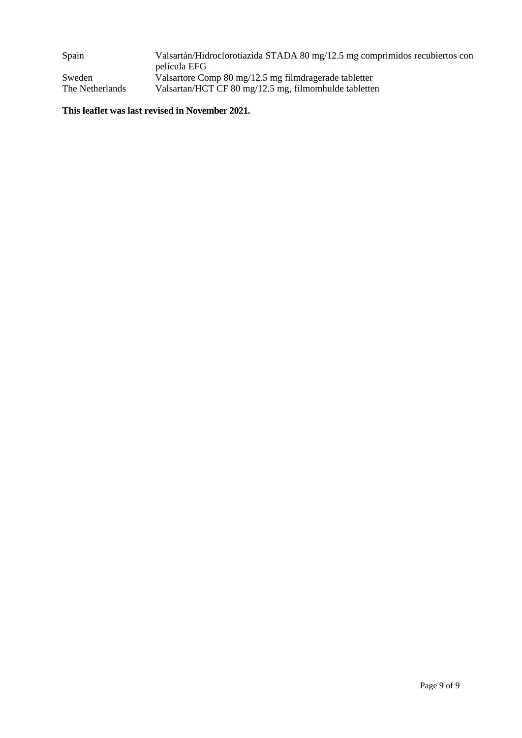| | |
|---|---|
| Spain | Valsartán/Hidroclorotiazida STADA 80 mg/12.5 mg comprimidos recubiertos con película EFG |
| Sweden | Valsartore Comp 80 mg/12.5 mg filmdragerade tabletter |
| The Netherlands | Valsartan/HCT CF 80 mg/12.5 mg, filmomhulde tabletten |

**This leaflet was last revised in November 2021.**